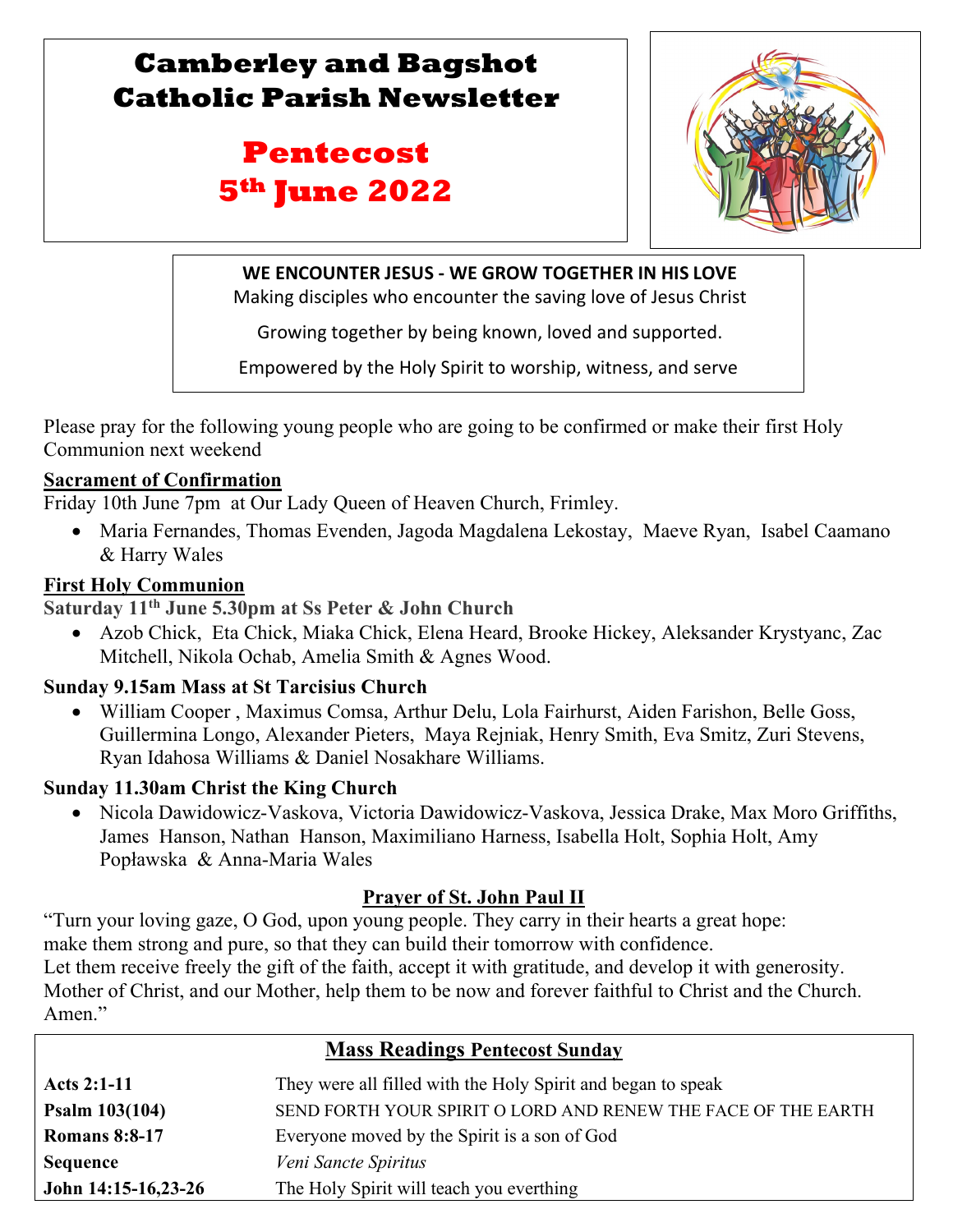# Camberley and Bagshot Catholic Parish Newsletter

## Pentecost
## 5th June 2022

**WE ENCOUNTER JESUS - WE GROW TOGETHER IN HIS LOVE**

Making disciples who encounter the saving love of Jesus Christ

Growing together by being known, loved and supported.

Empowered by the Holy Spirit to worship, witness, and serve

Please pray for the following young people who are going to be confirmed or make their first Holy Communion next weekend

**Sacrament of Confirmation**

Friday 10th June 7pm at Our Lady Queen of Heaven Church, Frimley.

- Maria Fernandes, Thomas Evenden, Jagoda Magdalena Lekostay, Maeve Ryan, Isabel Caamano & Harry Wales

**First Holy Communion**

**Saturday 11th June 5.30pm at Ss Peter & John Church**

- Azob Chick, Eta Chick, Miaka Chick, Elena Heard, Brooke Hickey, Aleksander Krystyanc, Zac Mitchell, Nikola Ochab, Amelia Smith & Agnes Wood.

**Sunday 9.15am Mass at St Tarcisius Church**

- William Cooper , Maximus Comsa, Arthur Delu, Lola Fairhurst, Aiden Farishon, Belle Goss, Guillermina Longo, Alexander Pieters, Maya Rejniak, Henry Smith, Eva Smitz, Zuri Stevens, Ryan Idahosa Williams & Daniel Nosakhare Williams.

**Sunday 11.30am Christ the King Church**

- Nicola Dawidowicz-Vaskova, Victoria Dawidowicz-Vaskova, Jessica Drake, Max Moro Griffiths, James Hanson, Nathan Hanson, Maximiliano Harness, Isabella Holt, Sophia Holt, Amy Popławska & Anna-Maria Wales

**Prayer of St. John Paul II**

"Turn your loving gaze, O God, upon young people. They carry in their hearts a great hope: make them strong and pure, so that they can build their tomorrow with confidence.
Let them receive freely the gift of the faith, accept it with gratitude, and develop it with generosity.
Mother of Christ, and our Mother, help them to be now and forever faithful to Christ and the Church. Amen."

**Mass Readings Pentecost Sunday**

| | |
|---|---|
| **Acts 2:1-11** | They were all filled with the Holy Spirit and began to speak |
| **Psalm 103(104)** | SEND FORTH YOUR SPIRIT O LORD AND RENEW THE FACE OF THE EARTH |
| **Romans 8:8-17** | Everyone moved by the Spirit is a son of God |
| **Sequence** | *Veni Sancte Spiritus* |
| **John 14:15-16,23-26** | The Holy Spirit will teach you everthing |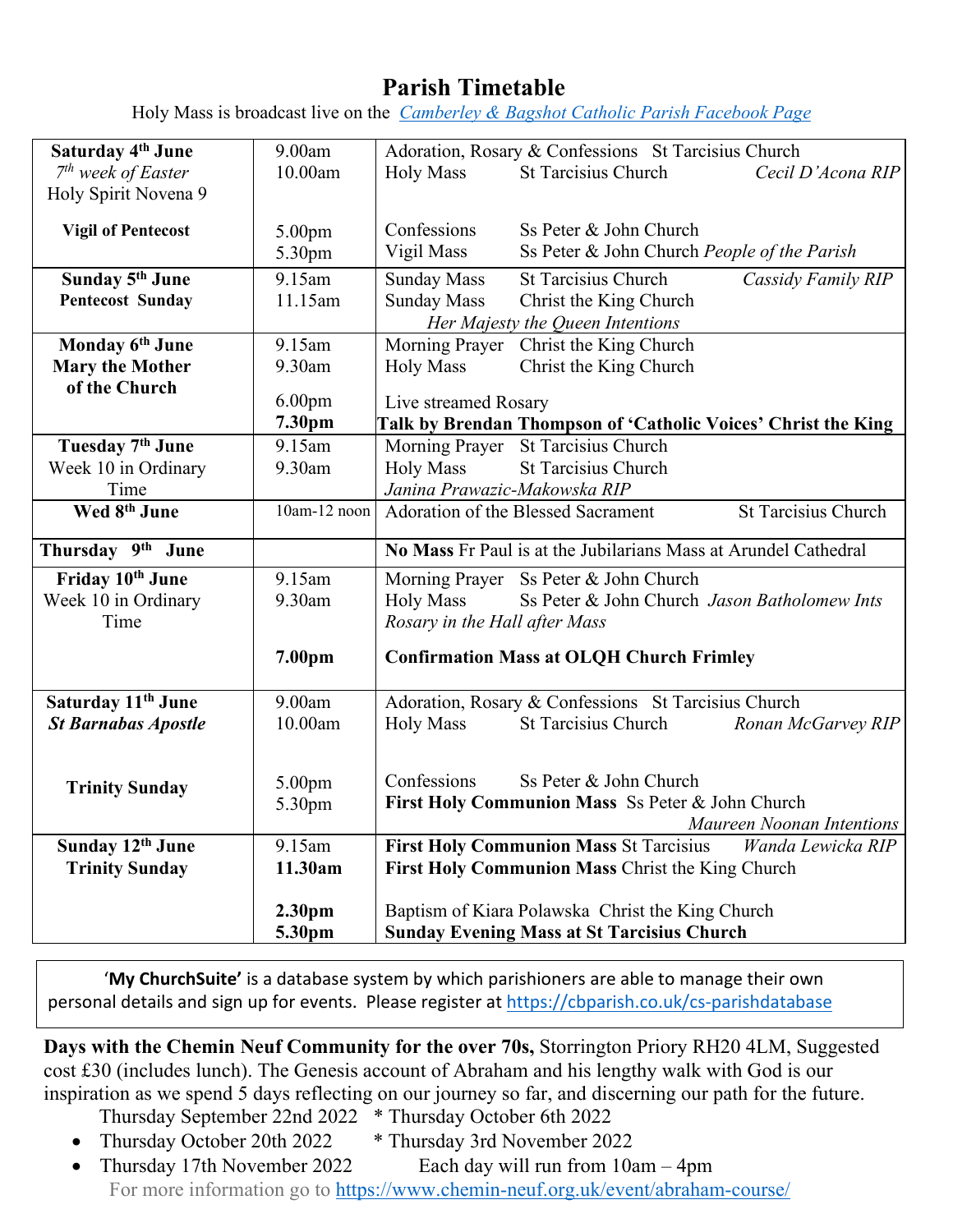# Parish Timetable

Holy Mass is broadcast live on the *Camberley & Bagshot Catholic Parish Facebook Page*

| | | |
|---|---|---|
| **Saturday 4th June**<br>*7th week of Easter*<br>Holy Spirit Novena 9 | 9.00am<br>10.00am | Adoration, Rosary & Confessions St Tarcisius Church<br>Holy Mass St Tarcisius Church *Cecil D'Acona RIP* |
| **Vigil of Pentecost** | 5.00pm<br>5.30pm | Confessions Ss Peter & John Church<br>Vigil Mass Ss Peter & John Church *People of the Parish* |
| **Sunday 5th June**<br>**Pentecost Sunday** | 9.15am<br>11.15am | Sunday Mass St Tarcisius Church *Cassidy Family RIP*<br>Sunday Mass Christ the King Church<br>*Her Majesty the Queen Intentions* |
| **Monday 6th June**<br>**Mary the Mother of the Church** | 9.15am<br>9.30am<br>6.00pm<br>**7.30pm** | Morning Prayer Christ the King Church<br>Holy Mass Christ the King Church<br>Live streamed Rosary<br>**Talk by Brendan Thompson of 'Catholic Voices' Christ the King** |
| **Tuesday 7th June**<br>Week 10 in Ordinary Time | 9.15am<br>9.30am | Morning Prayer St Tarcisius Church<br>Holy Mass St Tarcisius Church<br>*Janina Prawazic-Makowska RIP* |
| **Wed 8th June** | 10am-12 noon | Adoration of the Blessed Sacrament St Tarcisius Church |
| **Thursday 9th June** | | **No Mass** Fr Paul is at the Jubilarians Mass at Arundel Cathedral |
| **Friday 10th June**<br>Week 10 in Ordinary Time | 9.15am<br>9.30am<br>**7.00pm** | Morning Prayer Ss Peter & John Church<br>Holy Mass Ss Peter & John Church *Jason Batholomew Ints*<br>*Rosary in the Hall after Mass*<br>**Confirmation Mass at OLQH Church Frimley** |
| **Saturday 11th June**<br>***St Barnabas Apostle*** | 9.00am<br>10.00am | Adoration, Rosary & Confessions St Tarcisius Church<br>Holy Mass St Tarcisius Church *Ronan McGarvey RIP* |
| **Trinity Sunday** | 5.00pm<br>5.30pm | Confessions Ss Peter & John Church<br>**First Holy Communion Mass** Ss Peter & John Church<br>*Maureen Noonan Intentions* |
| **Sunday 12th June**<br>**Trinity Sunday** | 9.15am<br>**11.30am**<br>**2.30pm**<br>**5.30pm** | **First Holy Communion Mass** St Tarcisius *Wanda Lewicka RIP*<br>**First Holy Communion Mass** Christ the King Church<br>Baptism of Kiara Polawska Christ the King Church<br>**Sunday Evening Mass at St Tarcisius Church** |

'**My ChurchSuite**' is a database system by which parishioners are able to manage their own personal details and sign up for events. Please register at https://cbparish.co.uk/cs-parishdatabase

**Days with the Chemin Neuf Community for the over 70s,** Storrington Priory RH20 4LM, Suggested cost £30 (includes lunch). The Genesis account of Abraham and his lengthy walk with God is our inspiration as we spend 5 days reflecting on our journey so far, and discerning our path for the future.

- Thursday September 22nd 2022 * Thursday October 6th 2022
- Thursday October 20th 2022 * Thursday 3rd November 2022
- Thursday 17th November 2022 Each day will run from 10am – 4pm

For more information go to https://www.chemin-neuf.org.uk/event/abraham-course/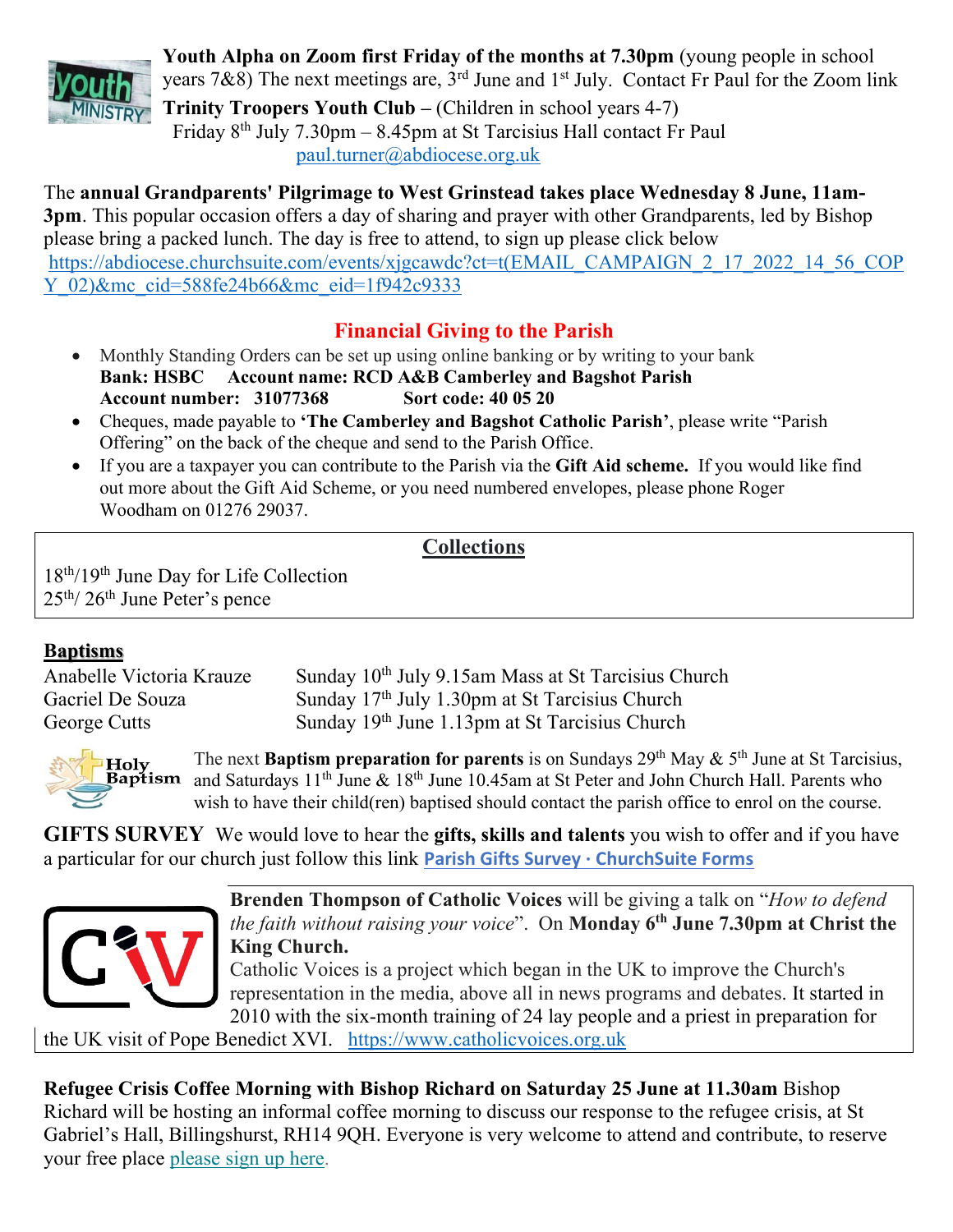**Youth Alpha on Zoom first Friday of the months at 7.30pm** (young people in school years 7&8) The next meetings are, 3rd June and 1st July. Contact Fr Paul for the Zoom link

**Trinity Troopers Youth Club –** (Children in school years 4-7) Friday 8th July 7.30pm – 8.45pm at St Tarcisius Hall contact Fr Paul paul.turner@abdiocese.org.uk

The **annual Grandparents' Pilgrimage to West Grinstead takes place Wednesday 8 June, 11am-3pm**. This popular occasion offers a day of sharing and prayer with other Grandparents, led by Bishop please bring a packed lunch. The day is free to attend, to sign up please click below https://abdiocese.churchsuite.com/events/xjgcawdc?ct=t(EMAIL_CAMPAIGN_2_17_2022_14_56_COPY_02)&mc_cid=588fe24b66&mc_eid=1f942c9333

## Financial Giving to the Parish

- Monthly Standing Orders can be set up using online banking or by writing to your bank
  **Bank: HSBC Account name: RCD A&B Camberley and Bagshot Parish**
  **Account number: 31077368 Sort code: 40 05 20**
- Cheques, made payable to **'The Camberley and Bagshot Catholic Parish'**, please write "Parish Offering" on the back of the cheque and send to the Parish Office.
- If you are a taxpayer you can contribute to the Parish via the **Gift Aid scheme.** If you would like find out more about the Gift Aid Scheme, or you need numbered envelopes, please phone Roger Woodham on 01276 29037.

## Collections

18th/19th June Day for Life Collection
25th/ 26th June Peter's pence

## Baptisms

| | |
|---|---|
| Anabelle Victoria Krauze | Sunday 10th July 9.15am Mass at St Tarcisius Church |
| Gacriel De Souza | Sunday 17th July 1.30pm at St Tarcisius Church |
| George Cutts | Sunday 19th June 1.13pm at St Tarcisius Church |

The next **Baptism preparation for parents** is on Sundays 29th May & 5th June at St Tarcisius, and Saturdays 11th June & 18th June 10.45am at St Peter and John Church Hall. Parents who wish to have their child(ren) baptised should contact the parish office to enrol on the course.

**GIFTS SURVEY** We would love to hear the **gifts, skills and talents** you wish to offer and if you have a particular for our church just follow this link **Parish Gifts Survey · ChurchSuite Forms**

**Brenden Thompson of Catholic Voices** will be giving a talk on "*How to defend the faith without raising your voice*". On **Monday 6th June 7.30pm at Christ the King Church.**
Catholic Voices is a project which began in the UK to improve the Church's representation in the media, above all in news programs and debates. It started in 2010 with the six-month training of 24 lay people and a priest in preparation for the UK visit of Pope Benedict XVI. https://www.catholicvoices.org.uk

**Refugee Crisis Coffee Morning with Bishop Richard on Saturday 25 June at 11.30am** Bishop Richard will be hosting an informal coffee morning to discuss our response to the refugee crisis, at St Gabriel's Hall, Billingshurst, RH14 9QH. Everyone is very welcome to attend and contribute, to reserve your free place please sign up here.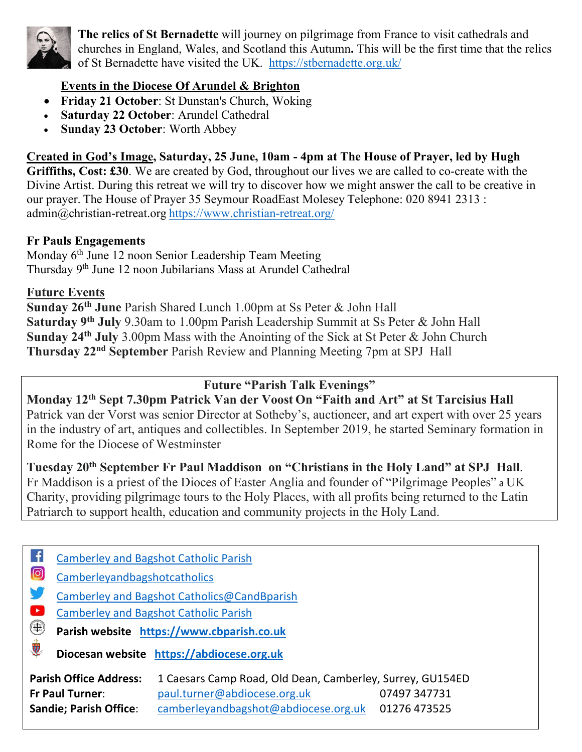**The relics of St Bernadette** will journey on pilgrimage from France to visit cathedrals and churches in England, Wales, and Scotland this Autumn**.** This will be the first time that the relics of St Bernadette have visited the UK. https://stbernadette.org.uk/

**Events in the Diocese Of Arundel & Brighton**

- **Friday 21 October**: St Dunstan's Church, Woking
- **Saturday 22 October**: Arundel Cathedral
- **Sunday 23 October**: Worth Abbey

**Created in God's Image, Saturday, 25 June, 10am - 4pm at The House of Prayer, led by Hugh Griffiths, Cost: £30**. We are created by God, throughout our lives we are called to co-create with the Divine Artist. During this retreat we will try to discover how we might answer the call to be creative in our prayer. The House of Prayer 35 Seymour RoadEast Molesey Telephone: 020 8941 2313 : admin@christian-retreat.org https://www.christian-retreat.org/

**Fr Pauls Engagements**

Monday 6th June 12 noon Senior Leadership Team Meeting
Thursday 9th June 12 noon Jubilarians Mass at Arundel Cathedral

**Future Events**

**Sunday 26th June** Parish Shared Lunch 1.00pm at Ss Peter & John Hall
**Saturday 9th July** 9.30am to 1.00pm Parish Leadership Summit at Ss Peter & John Hall
**Sunday 24th July** 3.00pm Mass with the Anointing of the Sick at St Peter & John Church
**Thursday 22nd September** Parish Review and Planning Meeting 7pm at SPJ Hall

**Future "Parish Talk Evenings"**

**Monday 12th Sept 7.30pm Patrick Van der Voost On "Faith and Art" at St Tarcisius Hall**
Patrick van der Vorst was senior Director at Sotheby's, auctioneer, and art expert with over 25 years in the industry of art, antiques and collectibles. In September 2019, he started Seminary formation in Rome for the Diocese of Westminster

**Tuesday 20th September Fr Paul Maddison on "Christians in the Holy Land" at SPJ Hall**.
Fr Maddison is a priest of the Dioces of Easter Anglia and founder of "Pilgrimage Peoples" a UK Charity, providing pilgrimage tours to the Holy Places, with all profits being returned to the Latin Patriarch to support health, education and community projects in the Holy Land.

Camberley and Bagshot Catholic Parish
Camberleyandbagshotcatholics
Camberley and Bagshot Catholics@CandBparish
Camberley and Bagshot Catholic Parish
**Parish website https://www.cbparish.co.uk**
**Diocesan website https://abdiocese.org.uk**

| | | |
|---|---|---|
| **Parish Office Address:** | 1 Caesars Camp Road, Old Dean, Camberley, Surrey, GU154ED | |
| **Fr Paul Turner**: | paul.turner@abdiocese.org.uk | 07497 347731 |
| **Sandie; Parish Office**: | camberleyandbagshot@abdiocese.org.uk | 01276 473525 |